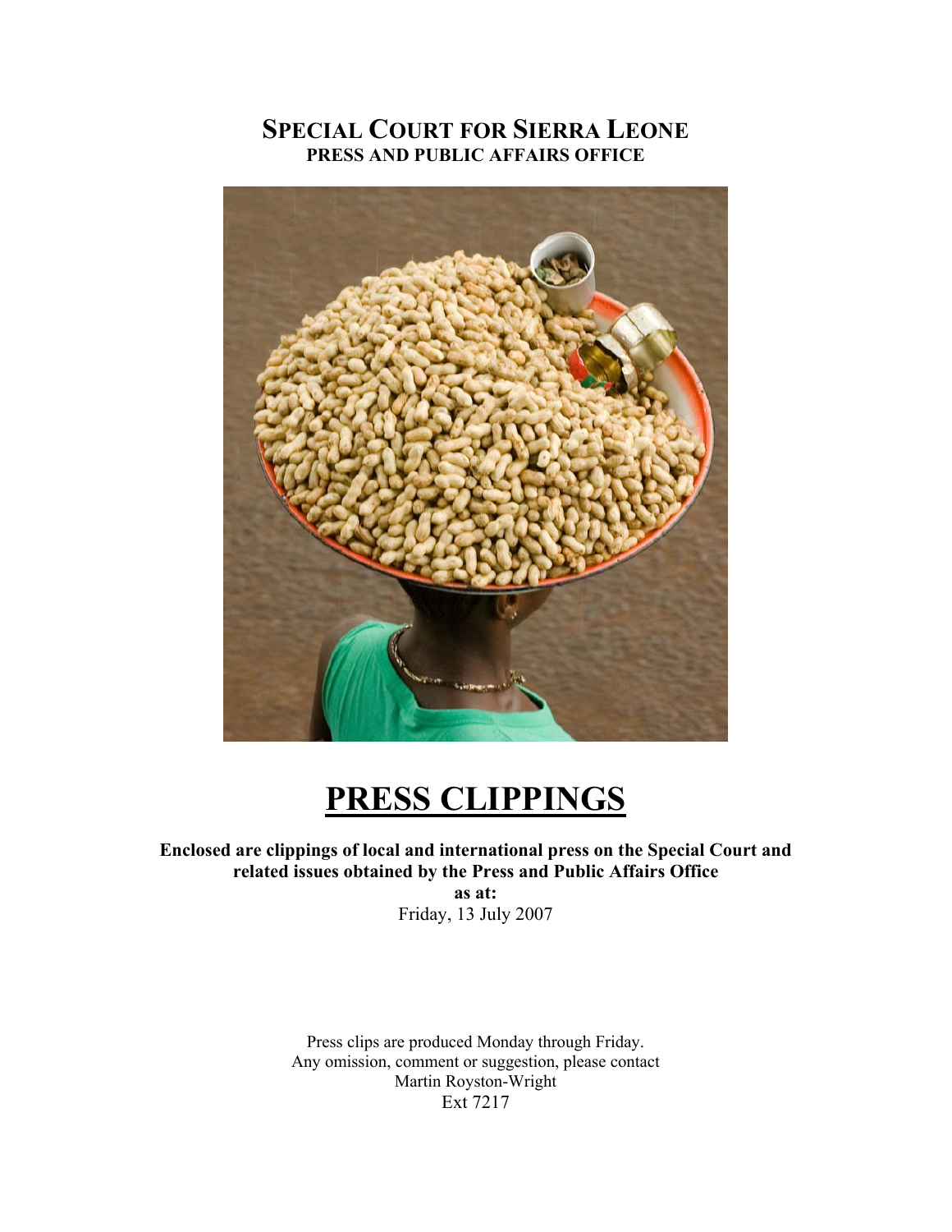# SPECIAL COURT FOR SIERRA LEONE

**PRESS AND PUBLIC AFFAIRS OFFICE**

# PRESS CLIPPINGS

**Enclosed are clippings of local and international press on the Special Court and related issues obtained by the Press and Public Affairs Office**

**as at:**

Friday, 13 July 2007

Press clips are produced Monday through Friday.
Any omission, comment or suggestion, please contact
Martin Royston-Wright
Ext 7217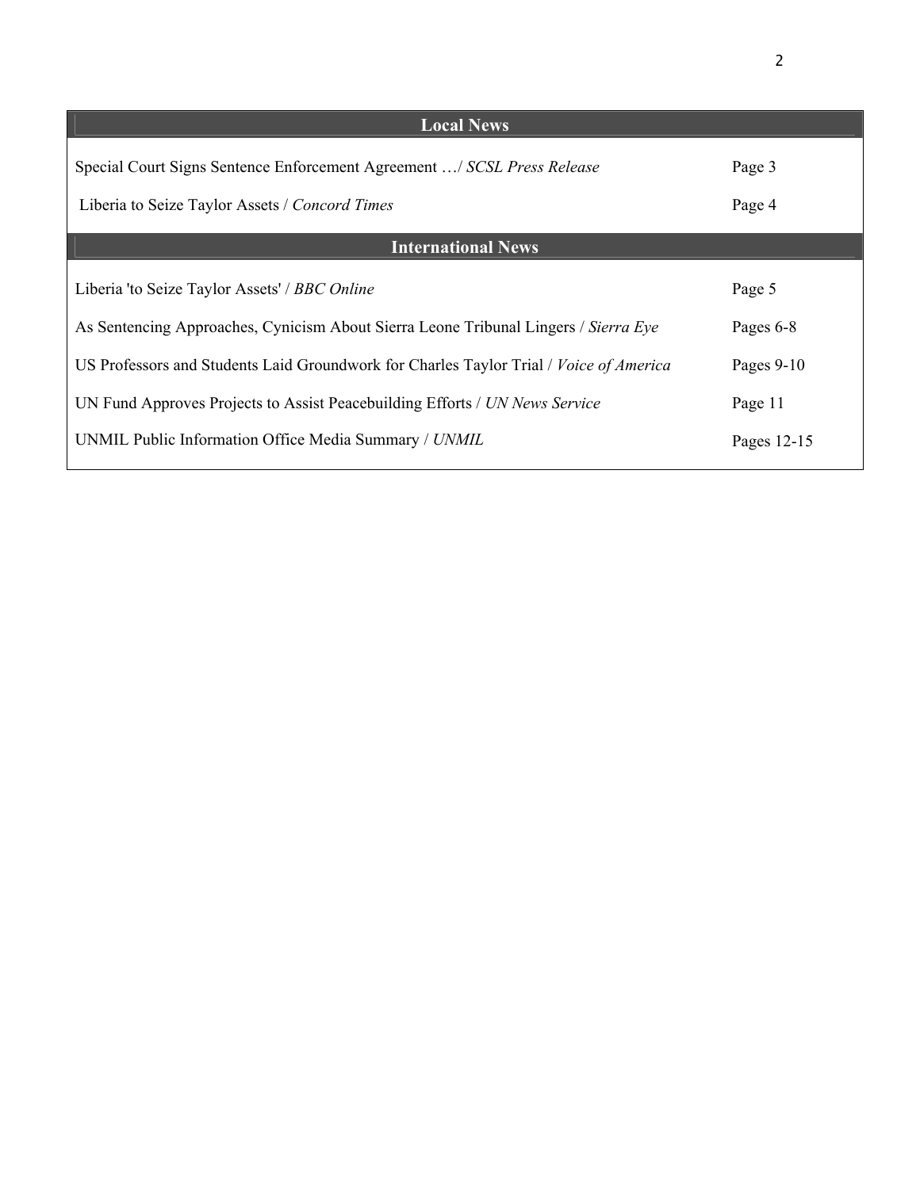| Local News | |
|---|---|
| Special Court Signs Sentence Enforcement Agreement …/ *SCSL Press Release* | Page 3 |
| Liberia to Seize Taylor Assets / *Concord Times* | Page 4 |
| **International News** | |
| Liberia 'to Seize Taylor Assets' / *BBC Online* | Page 5 |
| As Sentencing Approaches, Cynicism About Sierra Leone Tribunal Lingers / *Sierra Eye* | Pages 6-8 |
| US Professors and Students Laid Groundwork for Charles Taylor Trial / *Voice of America* | Pages 9-10 |
| UN Fund Approves Projects to Assist Peacebuilding Efforts / *UN News Service* | Page 11 |
| UNMIL Public Information Office Media Summary / *UNMIL* | Pages 12-15 |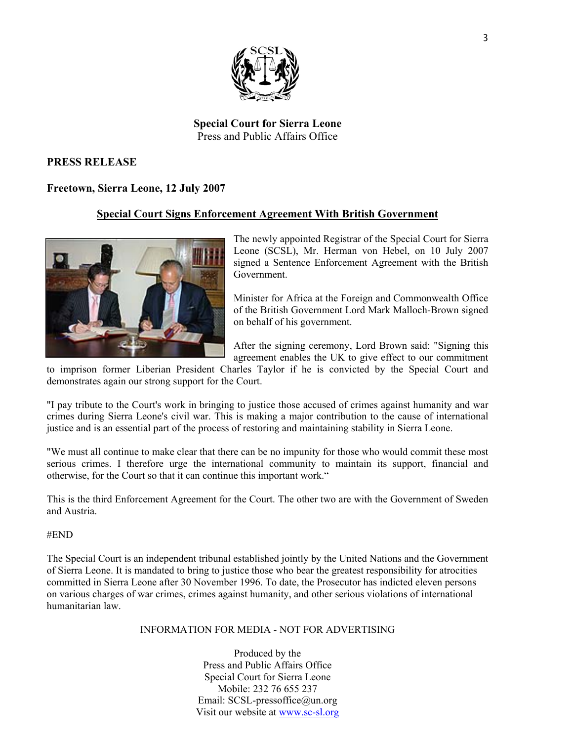**Special Court for Sierra Leone**
Press and Public Affairs Office

**PRESS RELEASE**

**Freetown, Sierra Leone, 12 July 2007**

## Special Court Signs Enforcement Agreement With British Government

The newly appointed Registrar of the Special Court for Sierra Leone (SCSL), Mr. Herman von Hebel, on 10 July 2007 signed a Sentence Enforcement Agreement with the British Government.

Minister for Africa at the Foreign and Commonwealth Office of the British Government Lord Mark Malloch-Brown signed on behalf of his government.

After the signing ceremony, Lord Brown said: "Signing this agreement enables the UK to give effect to our commitment to imprison former Liberian President Charles Taylor if he is convicted by the Special Court and demonstrates again our strong support for the Court.

"I pay tribute to the Court's work in bringing to justice those accused of crimes against humanity and war crimes during Sierra Leone's civil war. This is making a major contribution to the cause of international justice and is an essential part of the process of restoring and maintaining stability in Sierra Leone.

"We must all continue to make clear that there can be no impunity for those who would commit these most serious crimes. I therefore urge the international community to maintain its support, financial and otherwise, for the Court so that it can continue this important work."

This is the third Enforcement Agreement for the Court. The other two are with the Government of Sweden and Austria.

#END

The Special Court is an independent tribunal established jointly by the United Nations and the Government of Sierra Leone. It is mandated to bring to justice those who bear the greatest responsibility for atrocities committed in Sierra Leone after 30 November 1996. To date, the Prosecutor has indicted eleven persons on various charges of war crimes, crimes against humanity, and other serious violations of international humanitarian law.

INFORMATION FOR MEDIA - NOT FOR ADVERTISING

Produced by the
Press and Public Affairs Office
Special Court for Sierra Leone
Mobile: 232 76 655 237
Email: SCSL-pressoffice@un.org
Visit our website at www.sc-sl.org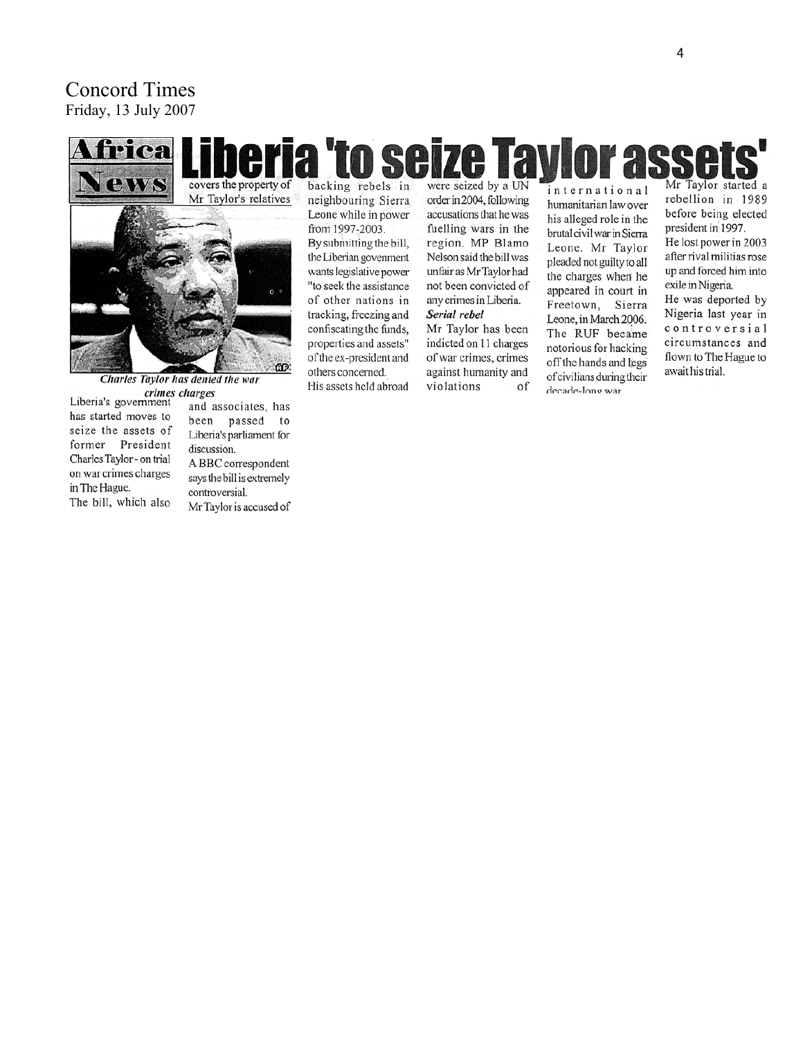# Concord Times
Friday, 13 July 2007

## Africa News

# Liberia 'to seize Taylor assets'

*Charles Taylor has denied the war crimes charges*

Liberia's government has started moves to seize the assets of former President Charles Taylor - on trial on war crimes charges in The Hague.

The bill, which also covers the property of Mr Taylor's relatives and associates, has been passed to Liberia's parliament for discussion.

A BBC correspondent says the bill is extremely controversial.

Mr Taylor is accused of backing rebels in neighbouring Sierra Leone while in power from 1997-2003.

By submitting the bill, the Liberian govenment wants legislative power "to seek the assistance of other nations in tracking, freezing and confiscating the funds, properties and assets" of the ex-president and others concerned.

His assets held abroad were seized by a UN order in 2004, following accusations that he was fuelling wars in the region. MP Blamo Nelson said the bill was unfair as Mr Taylor had not been convicted of any crimes in Liberia.

***Serial rebel***

Mr Taylor has been indicted on 11 charges of war crimes, crimes against humanity and violations of international humanitarian law over his alleged role in the brutal civil war in Sierra Leone. Mr Taylor pleaded not guilty to all the charges when he appeared in court in Freetown, Sierra Leone, in March 2006. The RUF became notorious for hacking off the hands and legs of civilians during their decade-long war.

Mr Taylor started a rebellion in 1989 before being elected president in 1997.

He lost power in 2003 after rival militias rose up and forced him into exile in Nigeria.

He was deported by Nigeria last year in controversial circumstances and flown to The Hague to await his trial.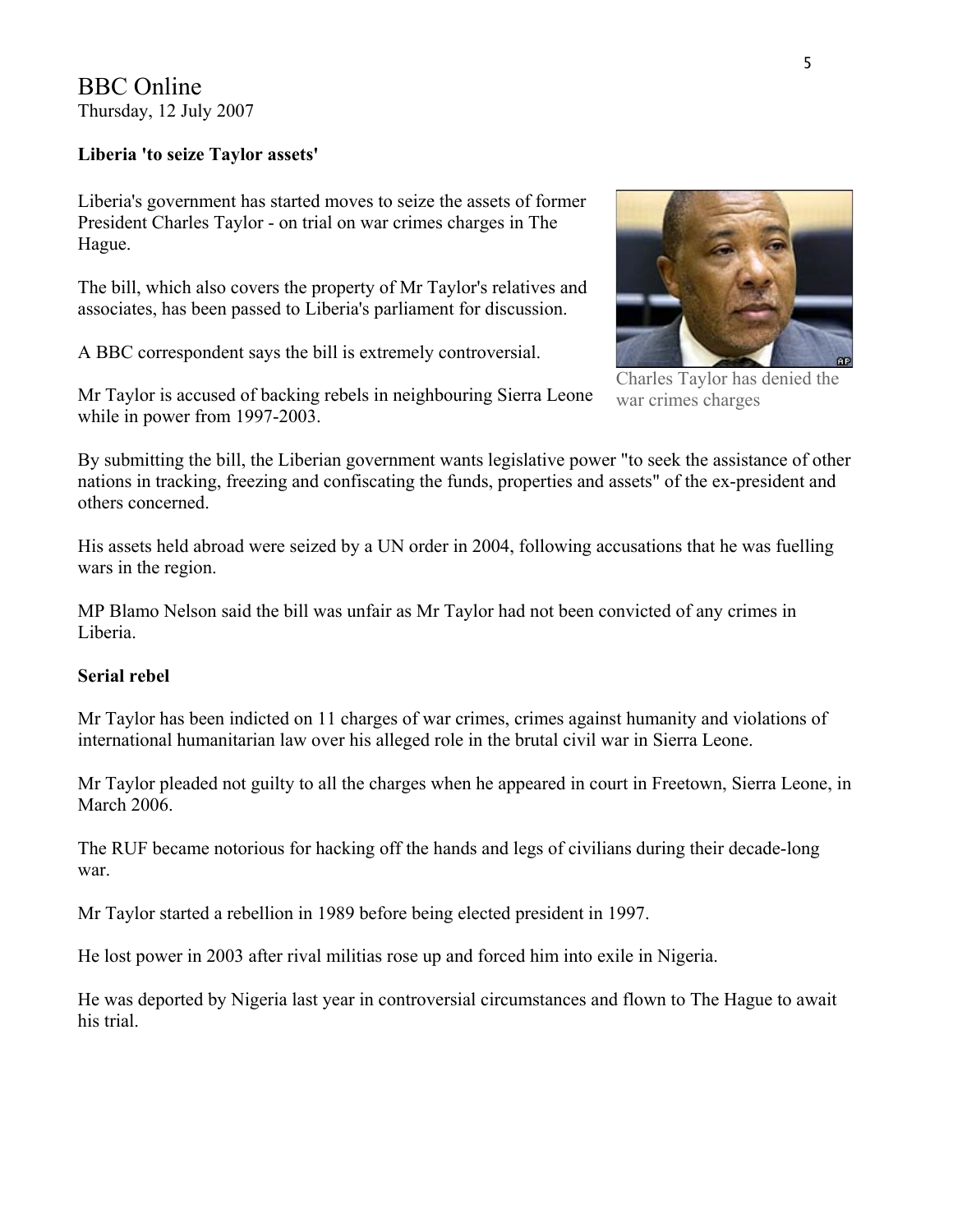BBC Online
Thursday, 12 July 2007

**Liberia 'to seize Taylor assets'**

Liberia's government has started moves to seize the assets of former President Charles Taylor - on trial on war crimes charges in The Hague.

The bill, which also covers the property of Mr Taylor's relatives and associates, has been passed to Liberia's parliament for discussion.

A BBC correspondent says the bill is extremely controversial.

Mr Taylor is accused of backing rebels in neighbouring Sierra Leone while in power from 1997-2003.

Charles Taylor has denied the war crimes charges

By submitting the bill, the Liberian government wants legislative power "to seek the assistance of other nations in tracking, freezing and confiscating the funds, properties and assets" of the ex-president and others concerned.

His assets held abroad were seized by a UN order in 2004, following accusations that he was fuelling wars in the region.

MP Blamo Nelson said the bill was unfair as Mr Taylor had not been convicted of any crimes in Liberia.

**Serial rebel**

Mr Taylor has been indicted on 11 charges of war crimes, crimes against humanity and violations of international humanitarian law over his alleged role in the brutal civil war in Sierra Leone.

Mr Taylor pleaded not guilty to all the charges when he appeared in court in Freetown, Sierra Leone, in March 2006.

The RUF became notorious for hacking off the hands and legs of civilians during their decade-long war.

Mr Taylor started a rebellion in 1989 before being elected president in 1997.

He lost power in 2003 after rival militias rose up and forced him into exile in Nigeria.

He was deported by Nigeria last year in controversial circumstances and flown to The Hague to await his trial.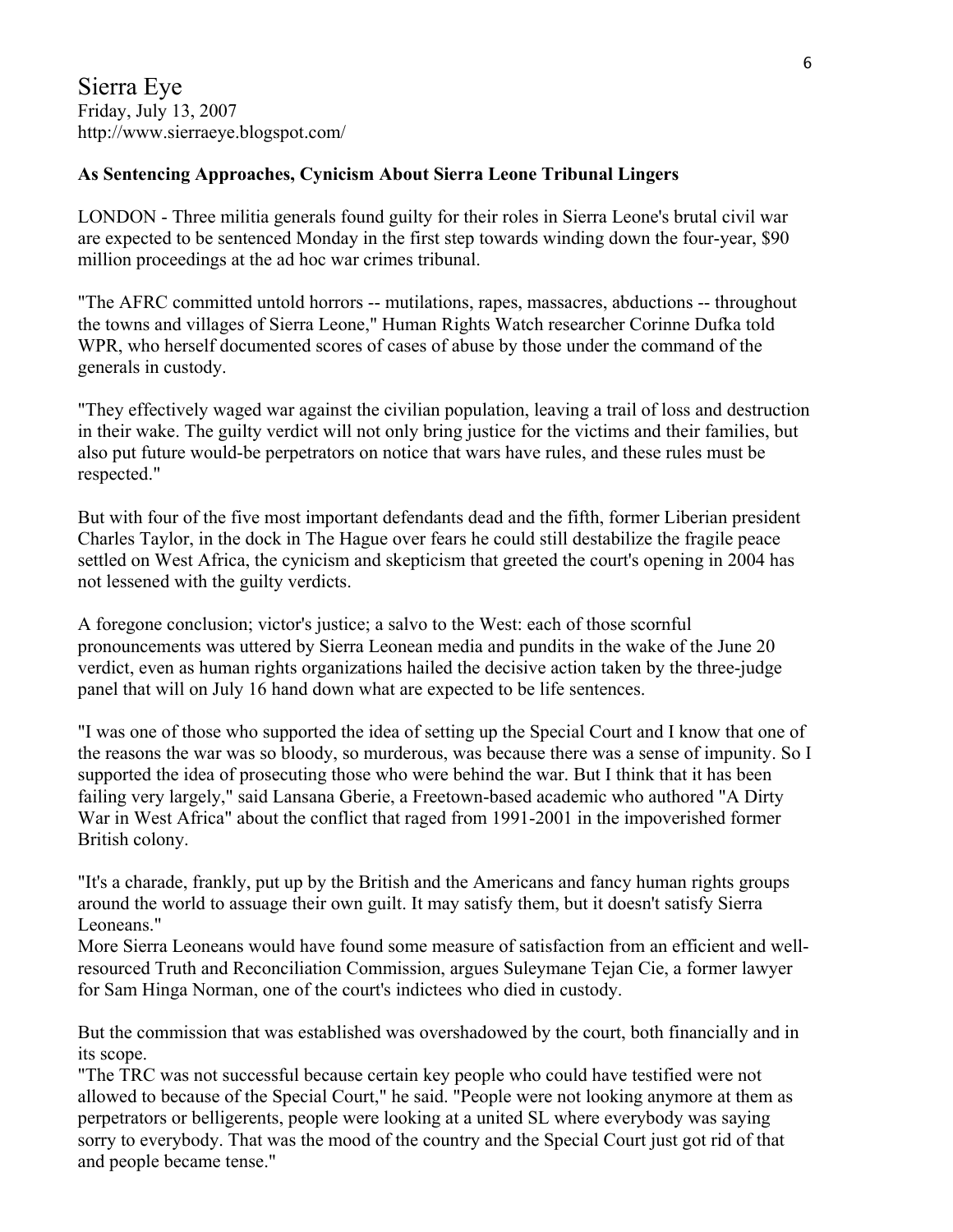Sierra Eye
Friday, July 13, 2007
http://www.sierraeye.blogspot.com/

**As Sentencing Approaches, Cynicism About Sierra Leone Tribunal Lingers**

LONDON - Three militia generals found guilty for their roles in Sierra Leone's brutal civil war are expected to be sentenced Monday in the first step towards winding down the four-year, $90 million proceedings at the ad hoc war crimes tribunal.

"The AFRC committed untold horrors -- mutilations, rapes, massacres, abductions -- throughout the towns and villages of Sierra Leone," Human Rights Watch researcher Corinne Dufka told WPR, who herself documented scores of cases of abuse by those under the command of the generals in custody.

"They effectively waged war against the civilian population, leaving a trail of loss and destruction in their wake. The guilty verdict will not only bring justice for the victims and their families, but also put future would-be perpetrators on notice that wars have rules, and these rules must be respected."

But with four of the five most important defendants dead and the fifth, former Liberian president Charles Taylor, in the dock in The Hague over fears he could still destabilize the fragile peace settled on West Africa, the cynicism and skepticism that greeted the court's opening in 2004 has not lessened with the guilty verdicts.

A foregone conclusion; victor's justice; a salvo to the West: each of those scornful pronouncements was uttered by Sierra Leonean media and pundits in the wake of the June 20 verdict, even as human rights organizations hailed the decisive action taken by the three-judge panel that will on July 16 hand down what are expected to be life sentences.

"I was one of those who supported the idea of setting up the Special Court and I know that one of the reasons the war was so bloody, so murderous, was because there was a sense of impunity. So I supported the idea of prosecuting those who were behind the war. But I think that it has been failing very largely," said Lansana Gberie, a Freetown-based academic who authored "A Dirty War in West Africa" about the conflict that raged from 1991-2001 in the impoverished former British colony.

"It's a charade, frankly, put up by the British and the Americans and fancy human rights groups around the world to assuage their own guilt. It may satisfy them, but it doesn't satisfy Sierra Leoneans."

More Sierra Leoneans would have found some measure of satisfaction from an efficient and well-resourced Truth and Reconciliation Commission, argues Suleymane Tejan Cie, a former lawyer for Sam Hinga Norman, one of the court's indictees who died in custody.

But the commission that was established was overshadowed by the court, both financially and in its scope.

"The TRC was not successful because certain key people who could have testified were not allowed to because of the Special Court," he said. "People were not looking anymore at them as perpetrators or belligerents, people were looking at a united SL where everybody was saying sorry to everybody. That was the mood of the country and the Special Court just got rid of that and people became tense."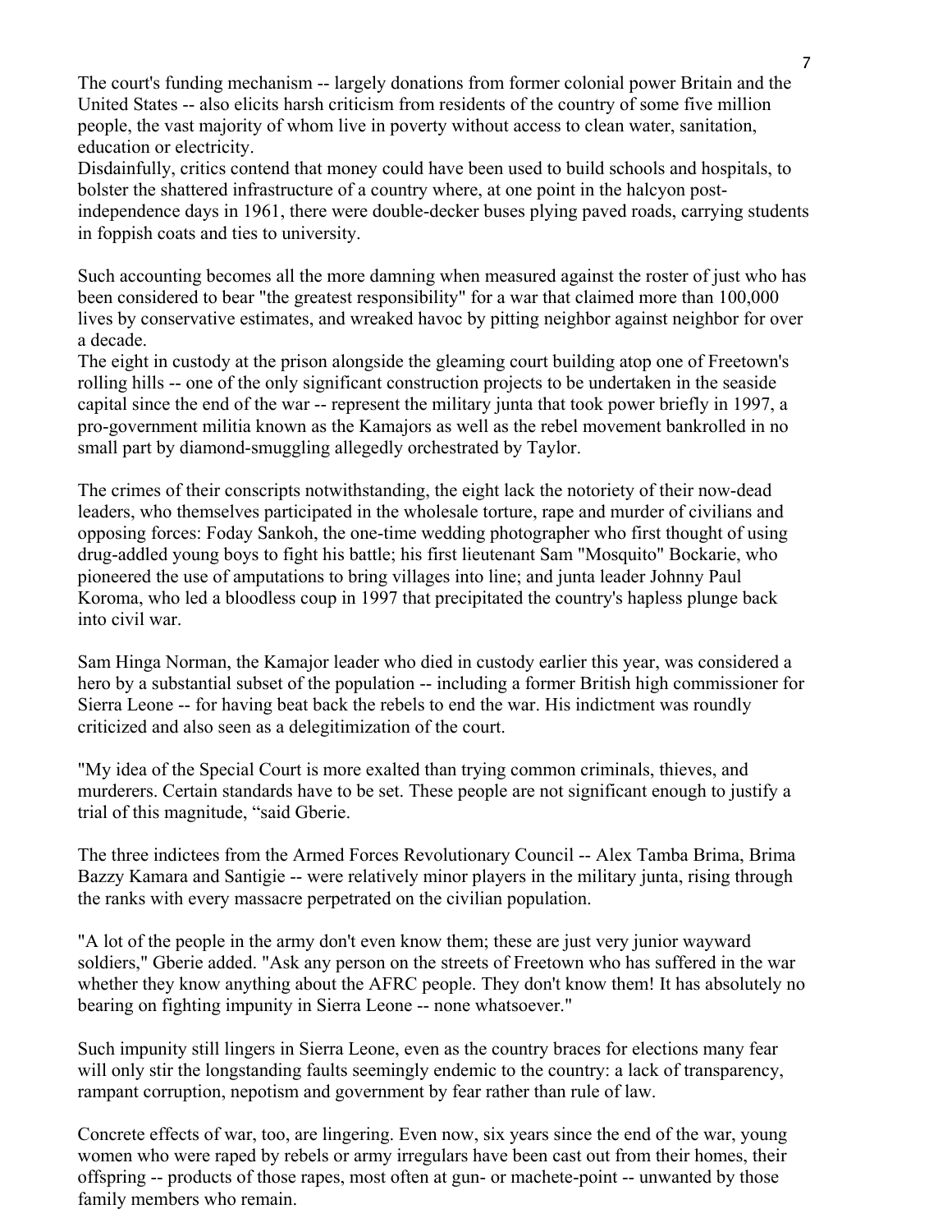The court's funding mechanism -- largely donations from former colonial power Britain and the United States -- also elicits harsh criticism from residents of the country of some five million people, the vast majority of whom live in poverty without access to clean water, sanitation, education or electricity.

Disdainfully, critics contend that money could have been used to build schools and hospitals, to bolster the shattered infrastructure of a country where, at one point in the halcyon post-independence days in 1961, there were double-decker buses plying paved roads, carrying students in foppish coats and ties to university.

Such accounting becomes all the more damning when measured against the roster of just who has been considered to bear "the greatest responsibility" for a war that claimed more than 100,000 lives by conservative estimates, and wreaked havoc by pitting neighbor against neighbor for over a decade.

The eight in custody at the prison alongside the gleaming court building atop one of Freetown's rolling hills -- one of the only significant construction projects to be undertaken in the seaside capital since the end of the war -- represent the military junta that took power briefly in 1997, a pro-government militia known as the Kamajors as well as the rebel movement bankrolled in no small part by diamond-smuggling allegedly orchestrated by Taylor.

The crimes of their conscripts notwithstanding, the eight lack the notoriety of their now-dead leaders, who themselves participated in the wholesale torture, rape and murder of civilians and opposing forces: Foday Sankoh, the one-time wedding photographer who first thought of using drug-addled young boys to fight his battle; his first lieutenant Sam "Mosquito" Bockarie, who pioneered the use of amputations to bring villages into line; and junta leader Johnny Paul Koroma, who led a bloodless coup in 1997 that precipitated the country's hapless plunge back into civil war.

Sam Hinga Norman, the Kamajor leader who died in custody earlier this year, was considered a hero by a substantial subset of the population -- including a former British high commissioner for Sierra Leone -- for having beat back the rebels to end the war. His indictment was roundly criticized and also seen as a delegitimization of the court.

"My idea of the Special Court is more exalted than trying common criminals, thieves, and murderers. Certain standards have to be set. These people are not significant enough to justify a trial of this magnitude, "said Gberie.

The three indictees from the Armed Forces Revolutionary Council -- Alex Tamba Brima, Brima Bazzy Kamara and Santigie -- were relatively minor players in the military junta, rising through the ranks with every massacre perpetrated on the civilian population.

"A lot of the people in the army don't even know them; these are just very junior wayward soldiers," Gberie added. "Ask any person on the streets of Freetown who has suffered in the war whether they know anything about the AFRC people. They don't know them! It has absolutely no bearing on fighting impunity in Sierra Leone -- none whatsoever."

Such impunity still lingers in Sierra Leone, even as the country braces for elections many fear will only stir the longstanding faults seemingly endemic to the country: a lack of transparency, rampant corruption, nepotism and government by fear rather than rule of law.

Concrete effects of war, too, are lingering. Even now, six years since the end of the war, young women who were raped by rebels or army irregulars have been cast out from their homes, their offspring -- products of those rapes, most often at gun- or machete-point -- unwanted by those family members who remain.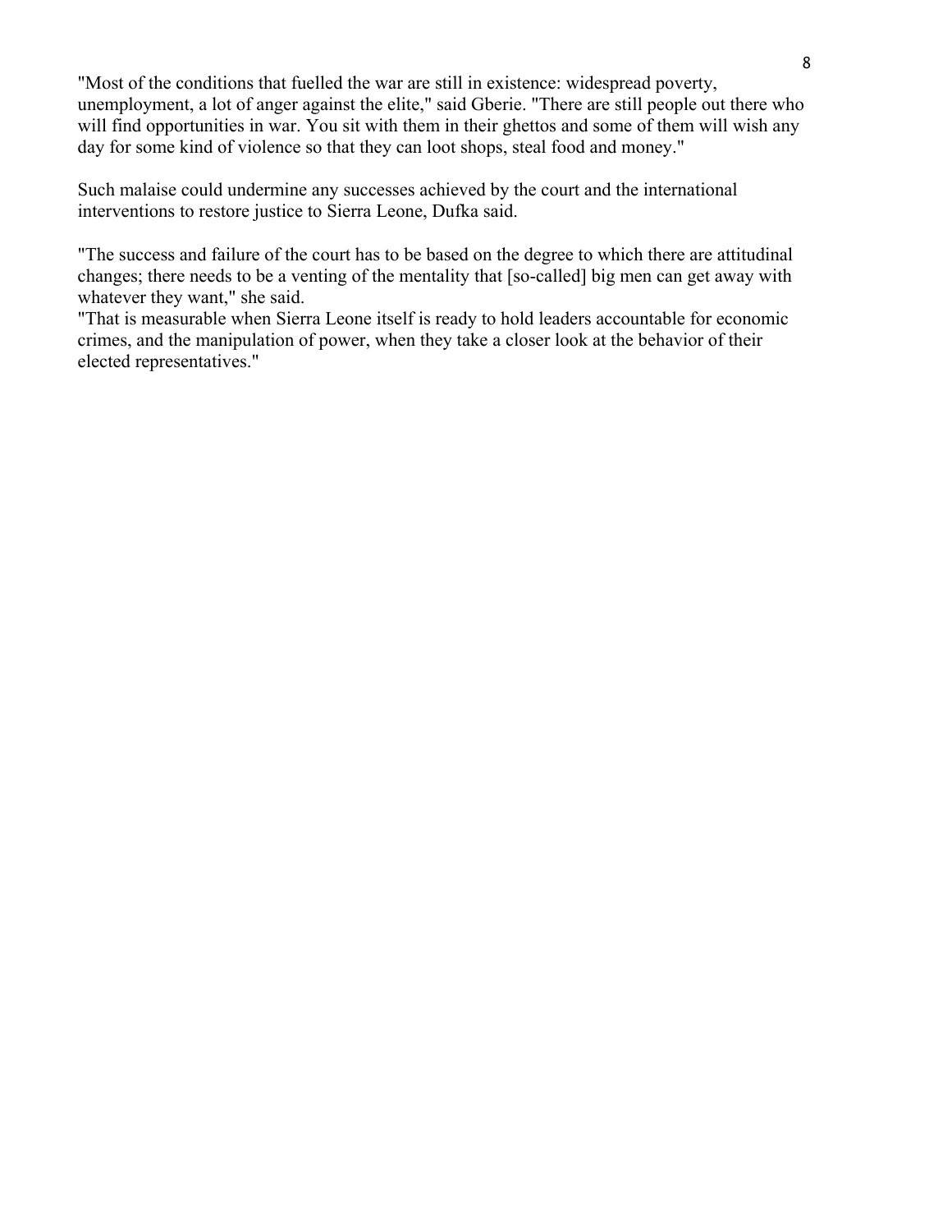"Most of the conditions that fuelled the war are still in existence: widespread poverty, unemployment, a lot of anger against the elite," said Gberie. "There are still people out there who will find opportunities in war. You sit with them in their ghettos and some of them will wish any day for some kind of violence so that they can loot shops, steal food and money."

Such malaise could undermine any successes achieved by the court and the international interventions to restore justice to Sierra Leone, Dufka said.

"The success and failure of the court has to be based on the degree to which there are attitudinal changes; there needs to be a venting of the mentality that [so-called] big men can get away with whatever they want," she said.
"That is measurable when Sierra Leone itself is ready to hold leaders accountable for economic crimes, and the manipulation of power, when they take a closer look at the behavior of their elected representatives."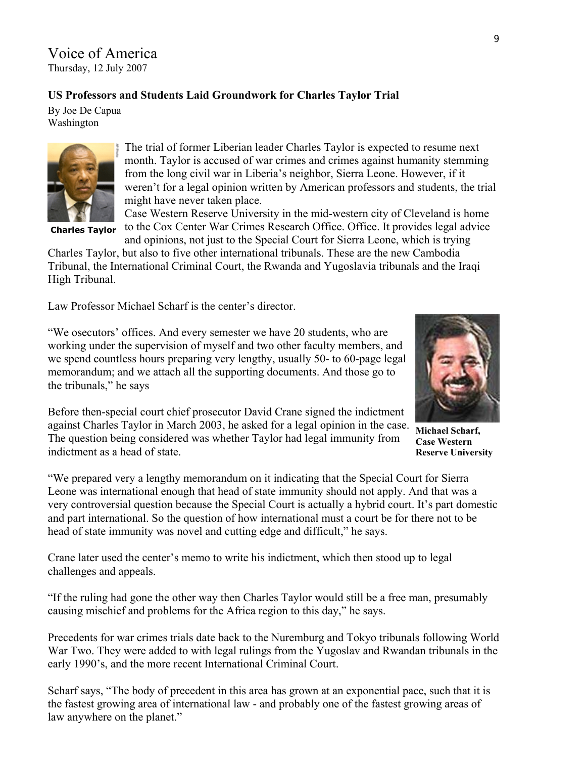# Voice of America

Thursday, 12 July 2007

**US Professors and Students Laid Groundwork for Charles Taylor Trial**

By Joe De Capua
Washington

**Charles Taylor**

The trial of former Liberian leader Charles Taylor is expected to resume next month. Taylor is accused of war crimes and crimes against humanity stemming from the long civil war in Liberia's neighbor, Sierra Leone. However, if it weren't for a legal opinion written by American professors and students, the trial might have never taken place.

Case Western Reserve University in the mid-western city of Cleveland is home to the Cox Center War Crimes Research Office. Office. It provides legal advice and opinions, not just to the Special Court for Sierra Leone, which is trying Charles Taylor, but also to five other international tribunals. These are the new Cambodia Tribunal, the International Criminal Court, the Rwanda and Yugoslavia tribunals and the Iraqi High Tribunal.

Law Professor Michael Scharf is the center's director.

"We osecutors' offices. And every semester we have 20 students, who are working under the supervision of myself and two other faculty members, and we spend countless hours preparing very lengthy, usually 50- to 60-page legal memorandum; and we attach all the supporting documents. And those go to the tribunals," he says

**Michael Scharf, Case Western Reserve University**

Before then-special court chief prosecutor David Crane signed the indictment against Charles Taylor in March 2003, he asked for a legal opinion in the case. The question being considered was whether Taylor had legal immunity from indictment as a head of state.

"We prepared very a lengthy memorandum on it indicating that the Special Court for Sierra Leone was international enough that head of state immunity should not apply. And that was a very controversial question because the Special Court is actually a hybrid court. It's part domestic and part international. So the question of how international must a court be for there not to be head of state immunity was novel and cutting edge and difficult," he says.

Crane later used the center's memo to write his indictment, which then stood up to legal challenges and appeals.

"If the ruling had gone the other way then Charles Taylor would still be a free man, presumably causing mischief and problems for the Africa region to this day," he says.

Precedents for war crimes trials date back to the Nuremburg and Tokyo tribunals following World War Two. They were added to with legal rulings from the Yugoslav and Rwandan tribunals in the early 1990's, and the more recent International Criminal Court.

Scharf says, "The body of precedent in this area has grown at an exponential pace, such that it is the fastest growing area of international law - and probably one of the fastest growing areas of law anywhere on the planet."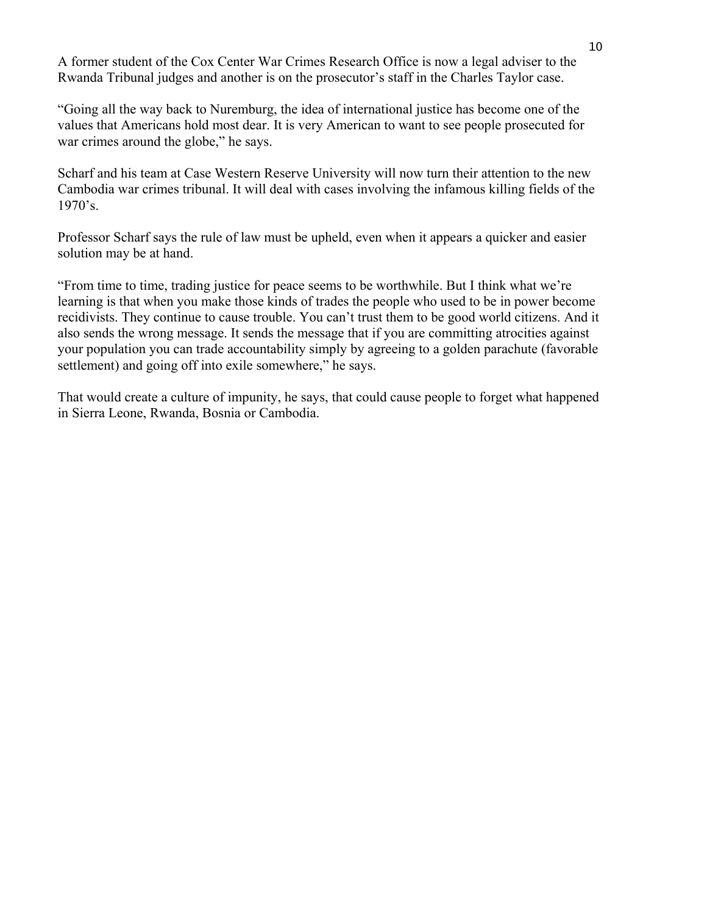A former student of the Cox Center War Crimes Research Office is now a legal adviser to the Rwanda Tribunal judges and another is on the prosecutor's staff in the Charles Taylor case.

"Going all the way back to Nuremburg, the idea of international justice has become one of the values that Americans hold most dear. It is very American to want to see people prosecuted for war crimes around the globe," he says.

Scharf and his team at Case Western Reserve University will now turn their attention to the new Cambodia war crimes tribunal. It will deal with cases involving the infamous killing fields of the 1970's.

Professor Scharf says the rule of law must be upheld, even when it appears a quicker and easier solution may be at hand.

"From time to time, trading justice for peace seems to be worthwhile. But I think what we're learning is that when you make those kinds of trades the people who used to be in power become recidivists. They continue to cause trouble. You can't trust them to be good world citizens. And it also sends the wrong message. It sends the message that if you are committing atrocities against your population you can trade accountability simply by agreeing to a golden parachute (favorable settlement) and going off into exile somewhere," he says.

That would create a culture of impunity, he says, that could cause people to forget what happened in Sierra Leone, Rwanda, Bosnia or Cambodia.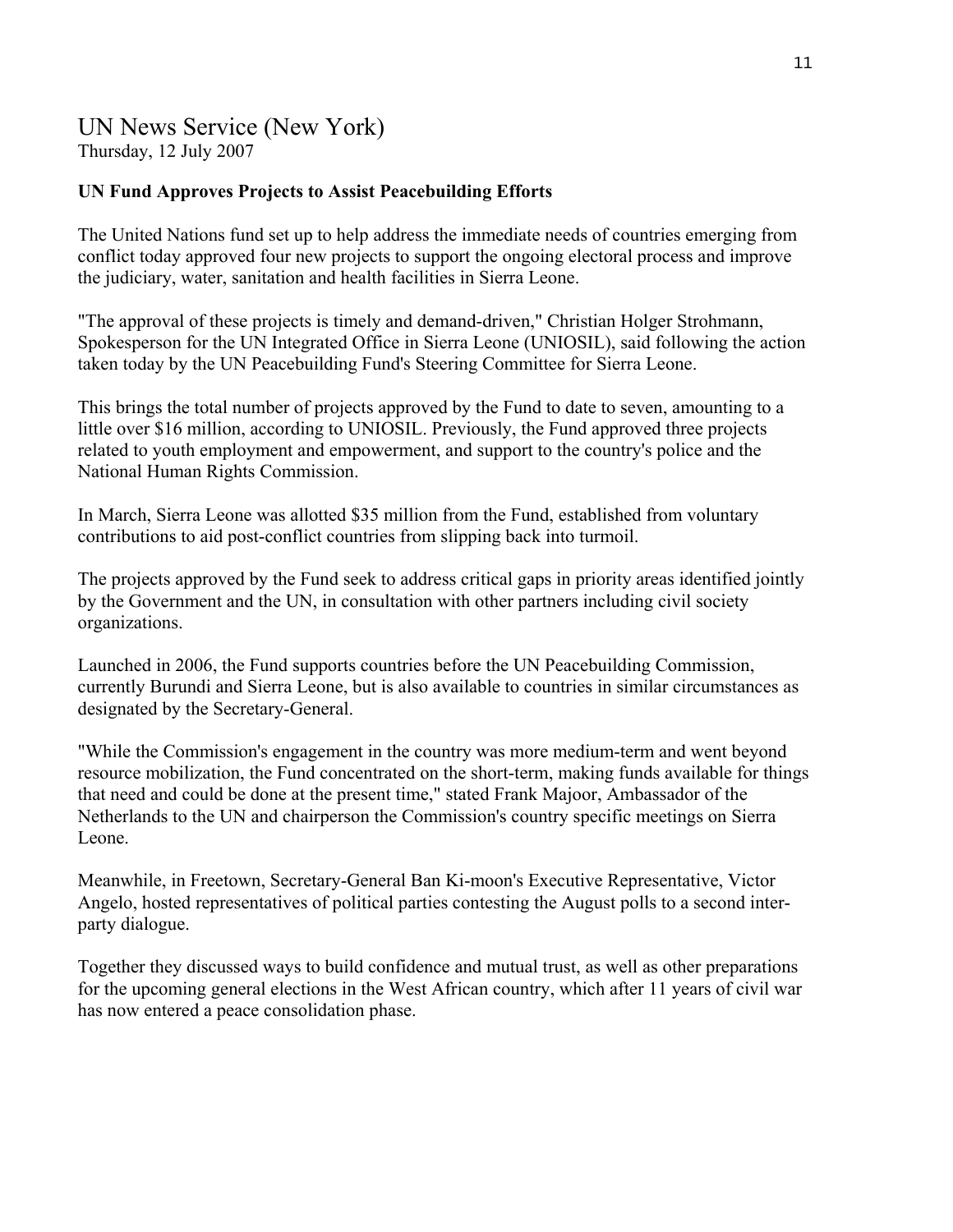# UN News Service (New York)

Thursday, 12 July 2007

**UN Fund Approves Projects to Assist Peacebuilding Efforts**

The United Nations fund set up to help address the immediate needs of countries emerging from conflict today approved four new projects to support the ongoing electoral process and improve the judiciary, water, sanitation and health facilities in Sierra Leone.

"The approval of these projects is timely and demand-driven," Christian Holger Strohmann, Spokesperson for the UN Integrated Office in Sierra Leone (UNIOSIL), said following the action taken today by the UN Peacebuilding Fund's Steering Committee for Sierra Leone.

This brings the total number of projects approved by the Fund to date to seven, amounting to a little over $16 million, according to UNIOSIL. Previously, the Fund approved three projects related to youth employment and empowerment, and support to the country's police and the National Human Rights Commission.

In March, Sierra Leone was allotted $35 million from the Fund, established from voluntary contributions to aid post-conflict countries from slipping back into turmoil.

The projects approved by the Fund seek to address critical gaps in priority areas identified jointly by the Government and the UN, in consultation with other partners including civil society organizations.

Launched in 2006, the Fund supports countries before the UN Peacebuilding Commission, currently Burundi and Sierra Leone, but is also available to countries in similar circumstances as designated by the Secretary-General.

"While the Commission's engagement in the country was more medium-term and went beyond resource mobilization, the Fund concentrated on the short-term, making funds available for things that need and could be done at the present time," stated Frank Majoor, Ambassador of the Netherlands to the UN and chairperson the Commission's country specific meetings on Sierra Leone.

Meanwhile, in Freetown, Secretary-General Ban Ki-moon's Executive Representative, Victor Angelo, hosted representatives of political parties contesting the August polls to a second inter-party dialogue.

Together they discussed ways to build confidence and mutual trust, as well as other preparations for the upcoming general elections in the West African country, which after 11 years of civil war has now entered a peace consolidation phase.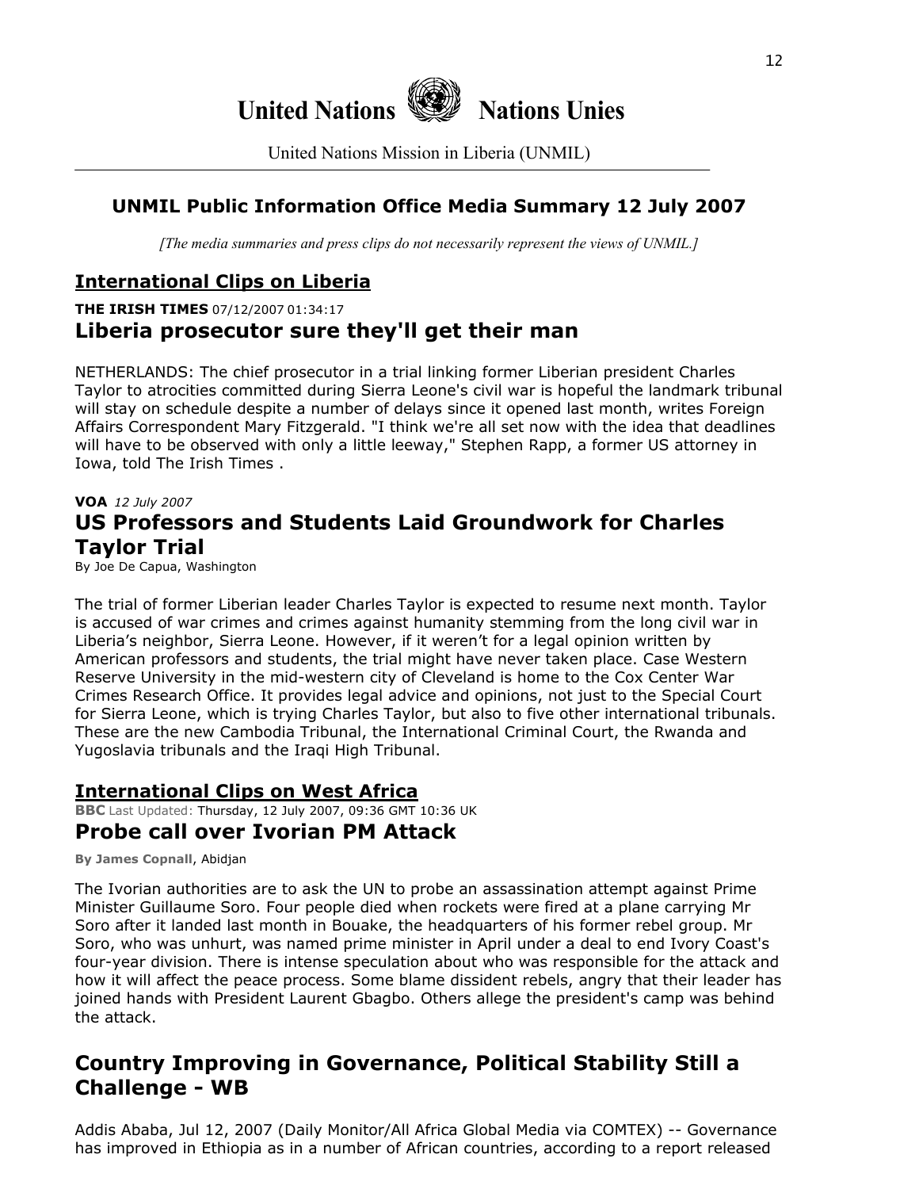# United Nations Nations Unies

United Nations Mission in Liberia (UNMIL)

## UNMIL Public Information Office Media Summary 12 July 2007

*[The media summaries and press clips do not necessarily represent the views of UNMIL.]*

## International Clips on Liberia

**THE IRISH TIMES** 07/12/2007 01:34:17

### Liberia prosecutor sure they'll get their man

NETHERLANDS: The chief prosecutor in a trial linking former Liberian president Charles Taylor to atrocities committed during Sierra Leone's civil war is hopeful the landmark tribunal will stay on schedule despite a number of delays since it opened last month, writes Foreign Affairs Correspondent Mary Fitzgerald. "I think we're all set now with the idea that deadlines will have to be observed with only a little leeway," Stephen Rapp, a former US attorney in Iowa, told The Irish Times .

**VOA** *12 July 2007*

### US Professors and Students Laid Groundwork for Charles Taylor Trial

By Joe De Capua, Washington

The trial of former Liberian leader Charles Taylor is expected to resume next month. Taylor is accused of war crimes and crimes against humanity stemming from the long civil war in Liberia's neighbor, Sierra Leone. However, if it weren't for a legal opinion written by American professors and students, the trial might have never taken place. Case Western Reserve University in the mid-western city of Cleveland is home to the Cox Center War Crimes Research Office. It provides legal advice and opinions, not just to the Special Court for Sierra Leone, which is trying Charles Taylor, but also to five other international tribunals. These are the new Cambodia Tribunal, the International Criminal Court, the Rwanda and Yugoslavia tribunals and the Iraqi High Tribunal.

## International Clips on West Africa

**BBC** Last Updated: Thursday, 12 July 2007, 09:36 GMT 10:36 UK

### Probe call over Ivorian PM Attack

**By James Copnall**, Abidjan

The Ivorian authorities are to ask the UN to probe an assassination attempt against Prime Minister Guillaume Soro. Four people died when rockets were fired at a plane carrying Mr Soro after it landed last month in Bouake, the headquarters of his former rebel group. Mr Soro, who was unhurt, was named prime minister in April under a deal to end Ivory Coast's four-year division. There is intense speculation about who was responsible for the attack and how it will affect the peace process. Some blame dissident rebels, angry that their leader has joined hands with President Laurent Gbagbo. Others allege the president's camp was behind the attack.

### Country Improving in Governance, Political Stability Still a Challenge - WB

Addis Ababa, Jul 12, 2007 (Daily Monitor/All Africa Global Media via COMTEX) -- Governance has improved in Ethiopia as in a number of African countries, according to a report released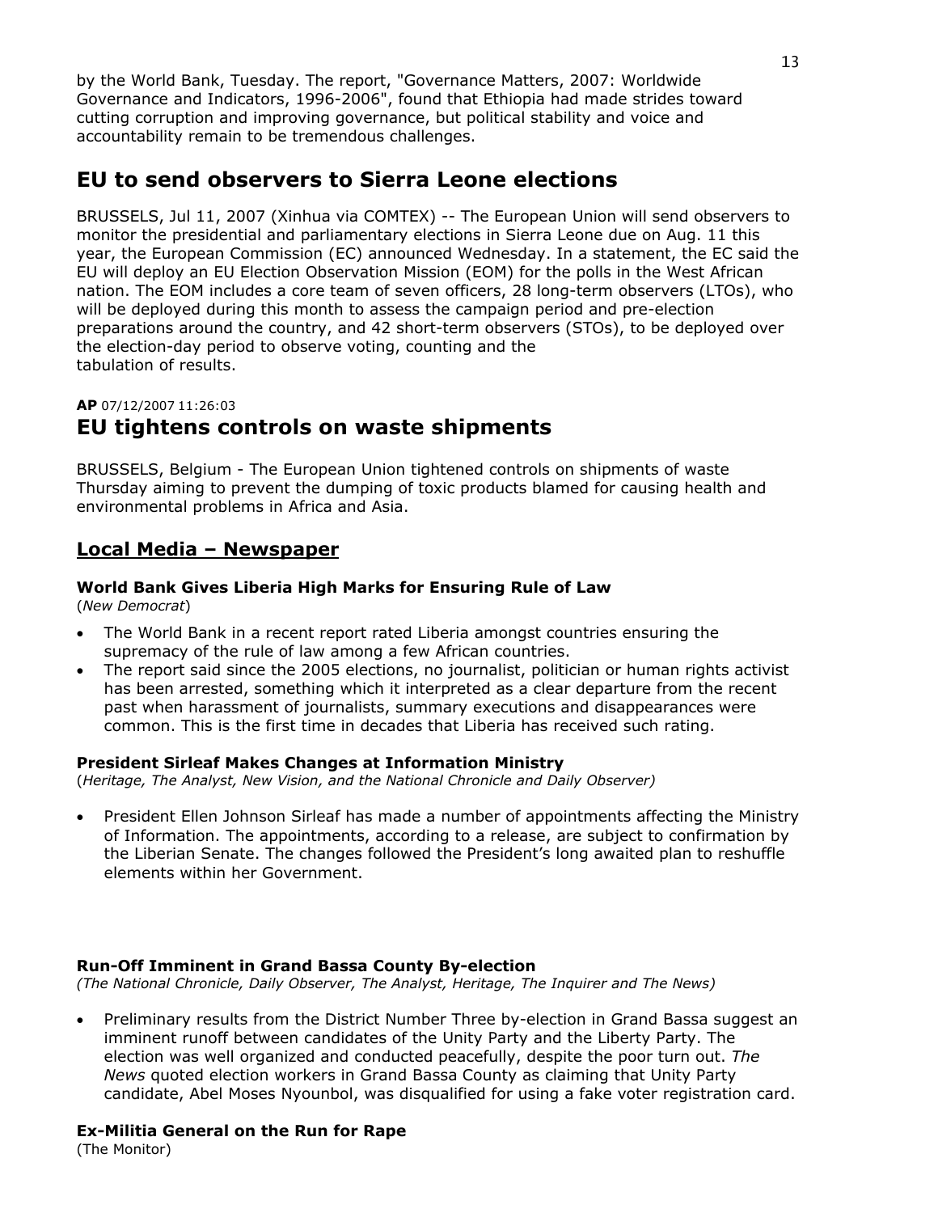by the World Bank, Tuesday. The report, "Governance Matters, 2007: Worldwide Governance and Indicators, 1996-2006", found that Ethiopia had made strides toward cutting corruption and improving governance, but political stability and voice and accountability remain to be tremendous challenges.

## EU to send observers to Sierra Leone elections

BRUSSELS, Jul 11, 2007 (Xinhua via COMTEX) -- The European Union will send observers to monitor the presidential and parliamentary elections in Sierra Leone due on Aug. 11 this year, the European Commission (EC) announced Wednesday. In a statement, the EC said the EU will deploy an EU Election Observation Mission (EOM) for the polls in the West African nation. The EOM includes a core team of seven officers, 28 long-term observers (LTOs), who will be deployed during this month to assess the campaign period and pre-election preparations around the country, and 42 short-term observers (STOs), to be deployed over the election-day period to observe voting, counting and the tabulation of results.

**AP** 07/12/2007 11:26:03

## EU tightens controls on waste shipments

BRUSSELS, Belgium - The European Union tightened controls on shipments of waste Thursday aiming to prevent the dumping of toxic products blamed for causing health and environmental problems in Africa and Asia.

## Local Media – Newspaper

### World Bank Gives Liberia High Marks for Ensuring Rule of Law

(*New Democrat*)

- The World Bank in a recent report rated Liberia amongst countries ensuring the supremacy of the rule of law among a few African countries.
- The report said since the 2005 elections, no journalist, politician or human rights activist has been arrested, something which it interpreted as a clear departure from the recent past when harassment of journalists, summary executions and disappearances were common. This is the first time in decades that Liberia has received such rating.

### President Sirleaf Makes Changes at Information Ministry

(*Heritage, The Analyst, New Vision, and the National Chronicle and Daily Observer)*

- President Ellen Johnson Sirleaf has made a number of appointments affecting the Ministry of Information. The appointments, according to a release, are subject to confirmation by the Liberian Senate. The changes followed the President's long awaited plan to reshuffle elements within her Government.

### Run-Off Imminent in Grand Bassa County By-election

*(The National Chronicle, Daily Observer, The Analyst, Heritage, The Inquirer and The News)*

- Preliminary results from the District Number Three by-election in Grand Bassa suggest an imminent runoff between candidates of the Unity Party and the Liberty Party. The election was well organized and conducted peacefully, despite the poor turn out. *The News* quoted election workers in Grand Bassa County as claiming that Unity Party candidate, Abel Moses Nyounbol, was disqualified for using a fake voter registration card.

### Ex-Militia General on the Run for Rape

(The Monitor)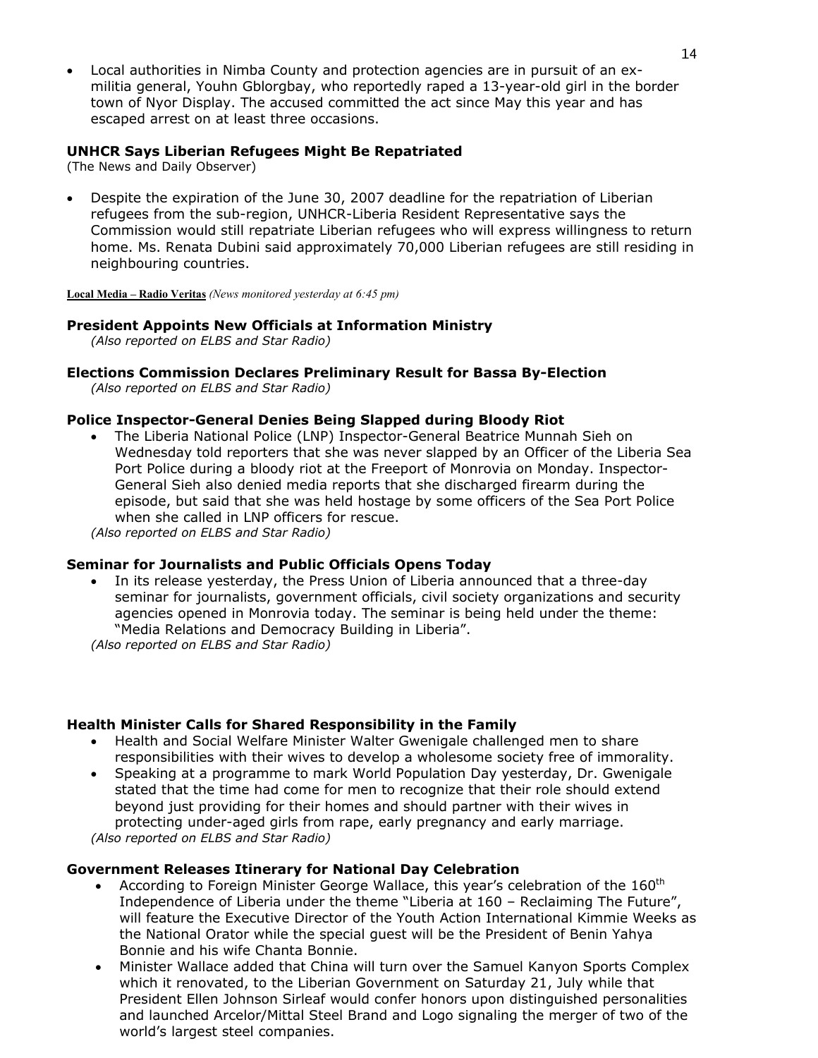- Local authorities in Nimba County and protection agencies are in pursuit of an ex-militia general, Youhn Gblorgbay, who reportedly raped a 13-year-old girl in the border town of Nyor Display. The accused committed the act since May this year and has escaped arrest on at least three occasions.

**UNHCR Says Liberian Refugees Might Be Repatriated**
(The News and Daily Observer)

- Despite the expiration of the June 30, 2007 deadline for the repatriation of Liberian refugees from the sub-region, UNHCR-Liberia Resident Representative says the Commission would still repatriate Liberian refugees who will express willingness to return home. Ms. Renata Dubini said approximately 70,000 Liberian refugees are still residing in neighbouring countries.

**Local Media – Radio Veritas** *(News monitored yesterday at 6:45 pm)*

**President Appoints New Officials at Information Ministry**
*(Also reported on ELBS and Star Radio)*

**Elections Commission Declares Preliminary Result for Bassa By-Election**
*(Also reported on ELBS and Star Radio)*

**Police Inspector-General Denies Being Slapped during Bloody Riot**

- The Liberia National Police (LNP) Inspector-General Beatrice Munnah Sieh on Wednesday told reporters that she was never slapped by an Officer of the Liberia Sea Port Police during a bloody riot at the Freeport of Monrovia on Monday. Inspector-General Sieh also denied media reports that she discharged firearm during the episode, but said that she was held hostage by some officers of the Sea Port Police when she called in LNP officers for rescue.

*(Also reported on ELBS and Star Radio)*

**Seminar for Journalists and Public Officials Opens Today**

- In its release yesterday, the Press Union of Liberia announced that a three-day seminar for journalists, government officials, civil society organizations and security agencies opened in Monrovia today. The seminar is being held under the theme: "Media Relations and Democracy Building in Liberia".

*(Also reported on ELBS and Star Radio)*

**Health Minister Calls for Shared Responsibility in the Family**

- Health and Social Welfare Minister Walter Gwenigale challenged men to share responsibilities with their wives to develop a wholesome society free of immorality.
- Speaking at a programme to mark World Population Day yesterday, Dr. Gwenigale stated that the time had come for men to recognize that their role should extend beyond just providing for their homes and should partner with their wives in protecting under-aged girls from rape, early pregnancy and early marriage.

*(Also reported on ELBS and Star Radio)*

**Government Releases Itinerary for National Day Celebration**

- According to Foreign Minister George Wallace, this year's celebration of the 160th Independence of Liberia under the theme "Liberia at 160 – Reclaiming The Future", will feature the Executive Director of the Youth Action International Kimmie Weeks as the National Orator while the special guest will be the President of Benin Yahya Bonnie and his wife Chanta Bonnie.
- Minister Wallace added that China will turn over the Samuel Kanyon Sports Complex which it renovated, to the Liberian Government on Saturday 21, July while that President Ellen Johnson Sirleaf would confer honors upon distinguished personalities and launched Arcelor/Mittal Steel Brand and Logo signaling the merger of two of the world's largest steel companies.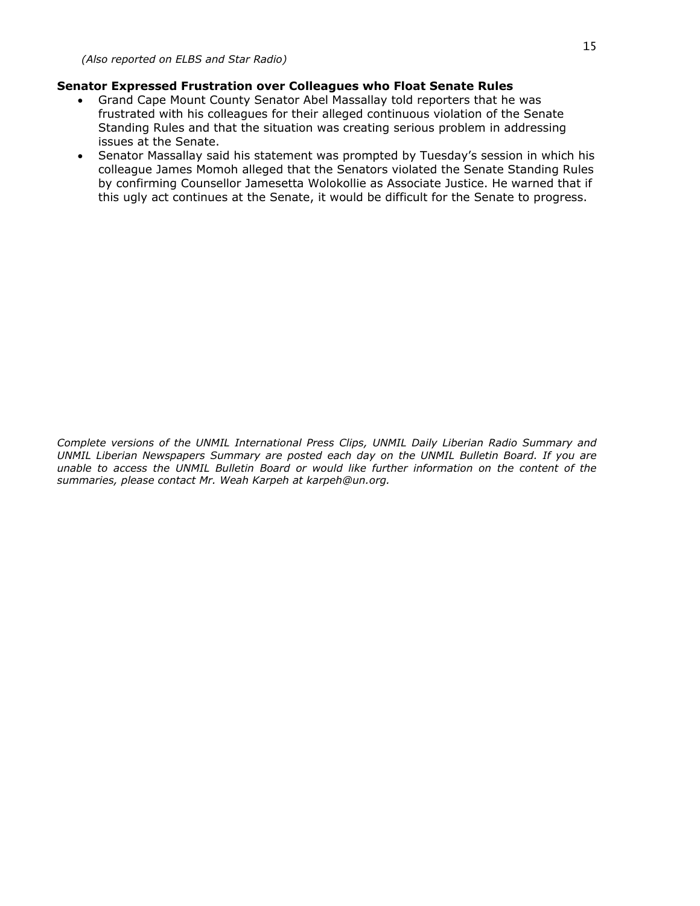*(Also reported on ELBS and Star Radio)*

**Senator Expressed Frustration over Colleagues who Float Senate Rules**

- Grand Cape Mount County Senator Abel Massallay told reporters that he was frustrated with his colleagues for their alleged continuous violation of the Senate Standing Rules and that the situation was creating serious problem in addressing issues at the Senate.
- Senator Massallay said his statement was prompted by Tuesday's session in which his colleague James Momoh alleged that the Senators violated the Senate Standing Rules by confirming Counsellor Jamesetta Wolokollie as Associate Justice. He warned that if this ugly act continues at the Senate, it would be difficult for the Senate to progress.

*Complete versions of the UNMIL International Press Clips, UNMIL Daily Liberian Radio Summary and UNMIL Liberian Newspapers Summary are posted each day on the UNMIL Bulletin Board. If you are unable to access the UNMIL Bulletin Board or would like further information on the content of the summaries, please contact Mr. Weah Karpeh at karpeh@un.org.*